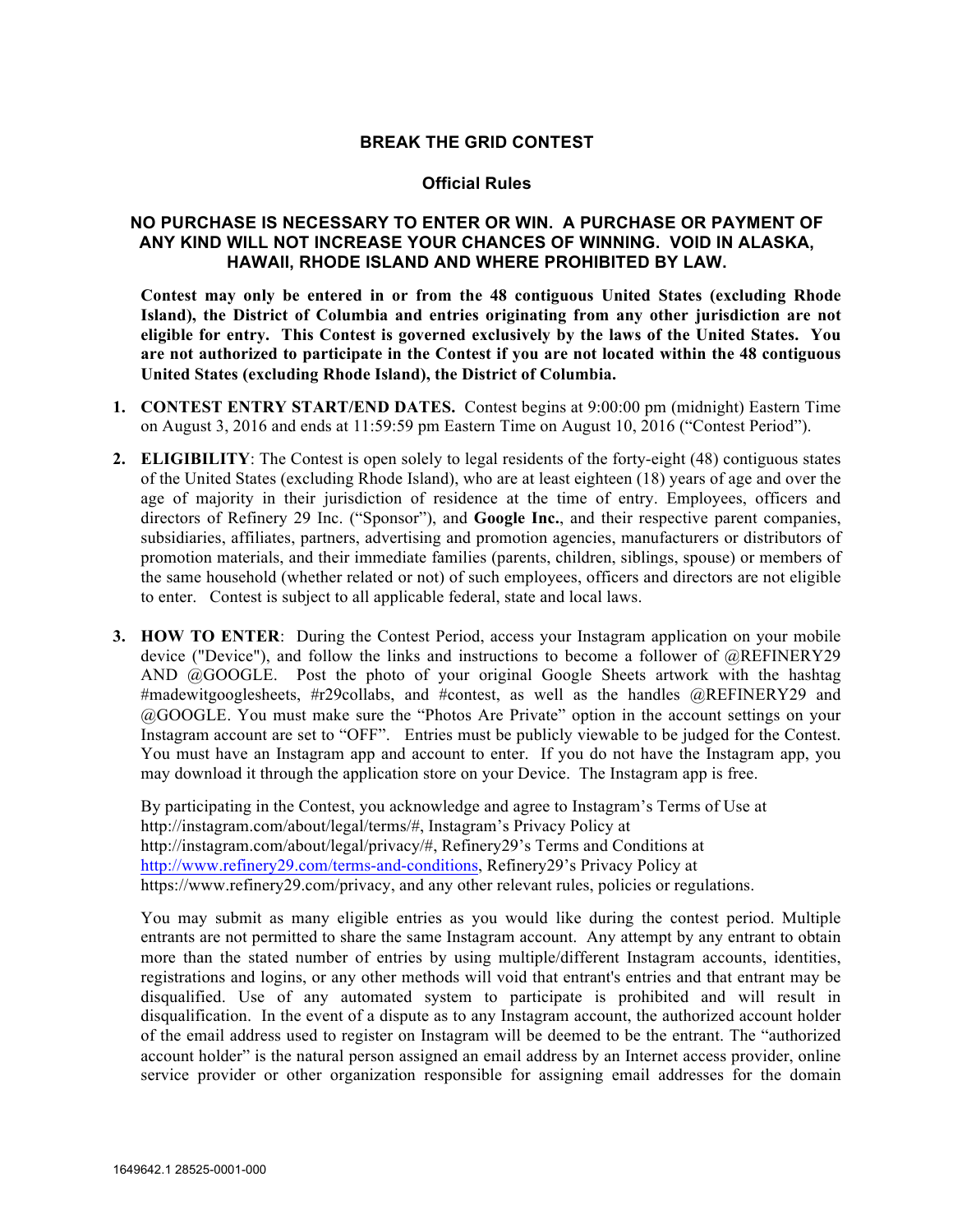## BREAK THE GRID CONTEST

### Official Rules

**NO PURCHASE IS NECESSARY TO ENTER OR WIN. A PURCHASE OR PAYMENT OF ANY KIND WILL NOT INCREASE YOUR CHANCES OF WINNING. VOID IN ALASKA, HAWAII, RHODE ISLAND AND WHERE PROHIBITED BY LAW.**

**Contest may only be entered in or from the 48 contiguous United States (excluding Rhode Island), the District of Columbia and entries originating from any other jurisdiction are not eligible for entry. This Contest is governed exclusively by the laws of the United States. You are not authorized to participate in the Contest if you are not located within the 48 contiguous United States (excluding Rhode Island), the District of Columbia.**

1. **CONTEST ENTRY START/END DATES.** Contest begins at 9:00:00 pm (midnight) Eastern Time on August 3, 2016 and ends at 11:59:59 pm Eastern Time on August 10, 2016 ("Contest Period").

2. **ELIGIBILITY**: The Contest is open solely to legal residents of the forty-eight (48) contiguous states of the United States (excluding Rhode Island), who are at least eighteen (18) years of age and over the age of majority in their jurisdiction of residence at the time of entry. Employees, officers and directors of Refinery 29 Inc. ("Sponsor"), and **Google Inc.**, and their respective parent companies, subsidiaries, affiliates, partners, advertising and promotion agencies, manufacturers or distributors of promotion materials, and their immediate families (parents, children, siblings, spouse) or members of the same household (whether related or not) of such employees, officers and directors are not eligible to enter. Contest is subject to all applicable federal, state and local laws.

3. **HOW TO ENTER**: During the Contest Period, access your Instagram application on your mobile device ("Device"), and follow the links and instructions to become a follower of @REFINERY29 AND @GOOGLE. Post the photo of your original Google Sheets artwork with the hashtag #madewitgooglesheets, #r29collabs, and #contest, as well as the handles @REFINERY29 and @GOOGLE. You must make sure the "Photos Are Private" option in the account settings on your Instagram account are set to "OFF". Entries must be publicly viewable to be judged for the Contest. You must have an Instagram app and account to enter. If you do not have the Instagram app, you may download it through the application store on your Device. The Instagram app is free.

   By participating in the Contest, you acknowledge and agree to Instagram's Terms of Use at http://instagram.com/about/legal/terms/#, Instagram's Privacy Policy at http://instagram.com/about/legal/privacy/#, Refinery29's Terms and Conditions at http://www.refinery29.com/terms-and-conditions, Refinery29's Privacy Policy at https://www.refinery29.com/privacy, and any other relevant rules, policies or regulations.

   You may submit as many eligible entries as you would like during the contest period. Multiple entrants are not permitted to share the same Instagram account. Any attempt by any entrant to obtain more than the stated number of entries by using multiple/different Instagram accounts, identities, registrations and logins, or any other methods will void that entrant's entries and that entrant may be disqualified. Use of any automated system to participate is prohibited and will result in disqualification. In the event of a dispute as to any Instagram account, the authorized account holder of the email address used to register on Instagram will be deemed to be the entrant. The "authorized account holder" is the natural person assigned an email address by an Internet access provider, online service provider or other organization responsible for assigning email addresses for the domain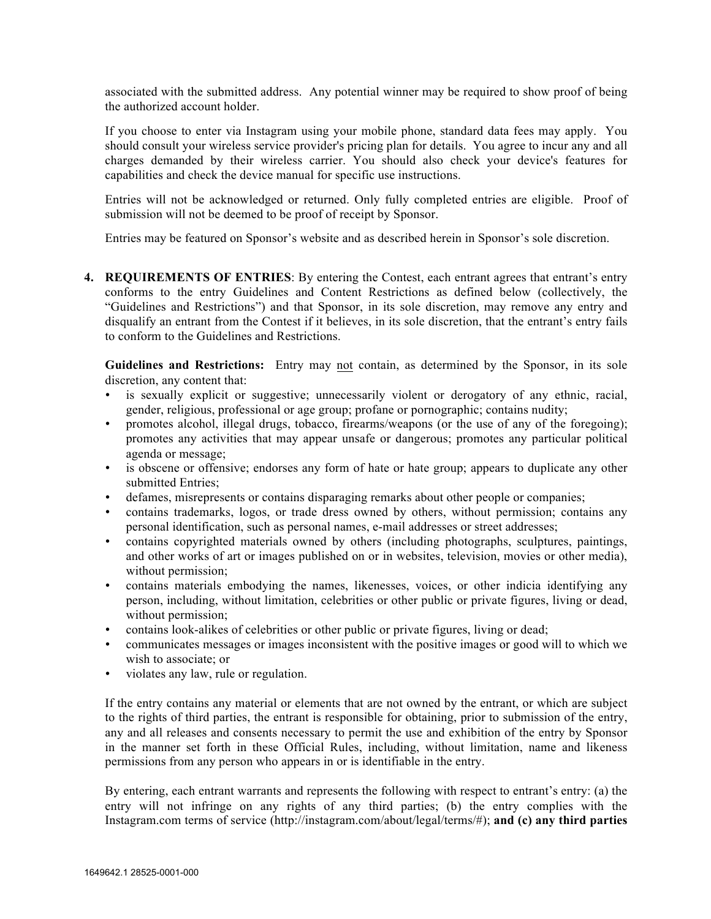associated with the submitted address. Any potential winner may be required to show proof of being the authorized account holder.

If you choose to enter via Instagram using your mobile phone, standard data fees may apply. You should consult your wireless service provider's pricing plan for details. You agree to incur any and all charges demanded by their wireless carrier. You should also check your device's features for capabilities and check the device manual for specific use instructions.

Entries will not be acknowledged or returned. Only fully completed entries are eligible. Proof of submission will not be deemed to be proof of receipt by Sponsor.

Entries may be featured on Sponsor's website and as described herein in Sponsor's sole discretion.

4. **REQUIREMENTS OF ENTRIES**: By entering the Contest, each entrant agrees that entrant's entry conforms to the entry Guidelines and Content Restrictions as defined below (collectively, the "Guidelines and Restrictions") and that Sponsor, in its sole discretion, may remove any entry and disqualify an entrant from the Contest if it believes, in its sole discretion, that the entrant's entry fails to conform to the Guidelines and Restrictions.

   **Guidelines and Restrictions:** Entry may not contain, as determined by the Sponsor, in its sole discretion, any content that:

   - is sexually explicit or suggestive; unnecessarily violent or derogatory of any ethnic, racial, gender, religious, professional or age group; profane or pornographic; contains nudity;
   - promotes alcohol, illegal drugs, tobacco, firearms/weapons (or the use of any of the foregoing); promotes any activities that may appear unsafe or dangerous; promotes any particular political agenda or message;
   - is obscene or offensive; endorses any form of hate or hate group; appears to duplicate any other submitted Entries;
   - defames, misrepresents or contains disparaging remarks about other people or companies;
   - contains trademarks, logos, or trade dress owned by others, without permission; contains any personal identification, such as personal names, e-mail addresses or street addresses;
   - contains copyrighted materials owned by others (including photographs, sculptures, paintings, and other works of art or images published on or in websites, television, movies or other media), without permission;
   - contains materials embodying the names, likenesses, voices, or other indicia identifying any person, including, without limitation, celebrities or other public or private figures, living or dead, without permission;
   - contains look-alikes of celebrities or other public or private figures, living or dead;
   - communicates messages or images inconsistent with the positive images or good will to which we wish to associate; or
   - violates any law, rule or regulation.

   If the entry contains any material or elements that are not owned by the entrant, or which are subject to the rights of third parties, the entrant is responsible for obtaining, prior to submission of the entry, any and all releases and consents necessary to permit the use and exhibition of the entry by Sponsor in the manner set forth in these Official Rules, including, without limitation, name and likeness permissions from any person who appears in or is identifiable in the entry.

   By entering, each entrant warrants and represents the following with respect to entrant's entry: (a) the entry will not infringe on any rights of any third parties; (b) the entry complies with the Instagram.com terms of service (http://instagram.com/about/legal/terms/#); **and (c) any third parties**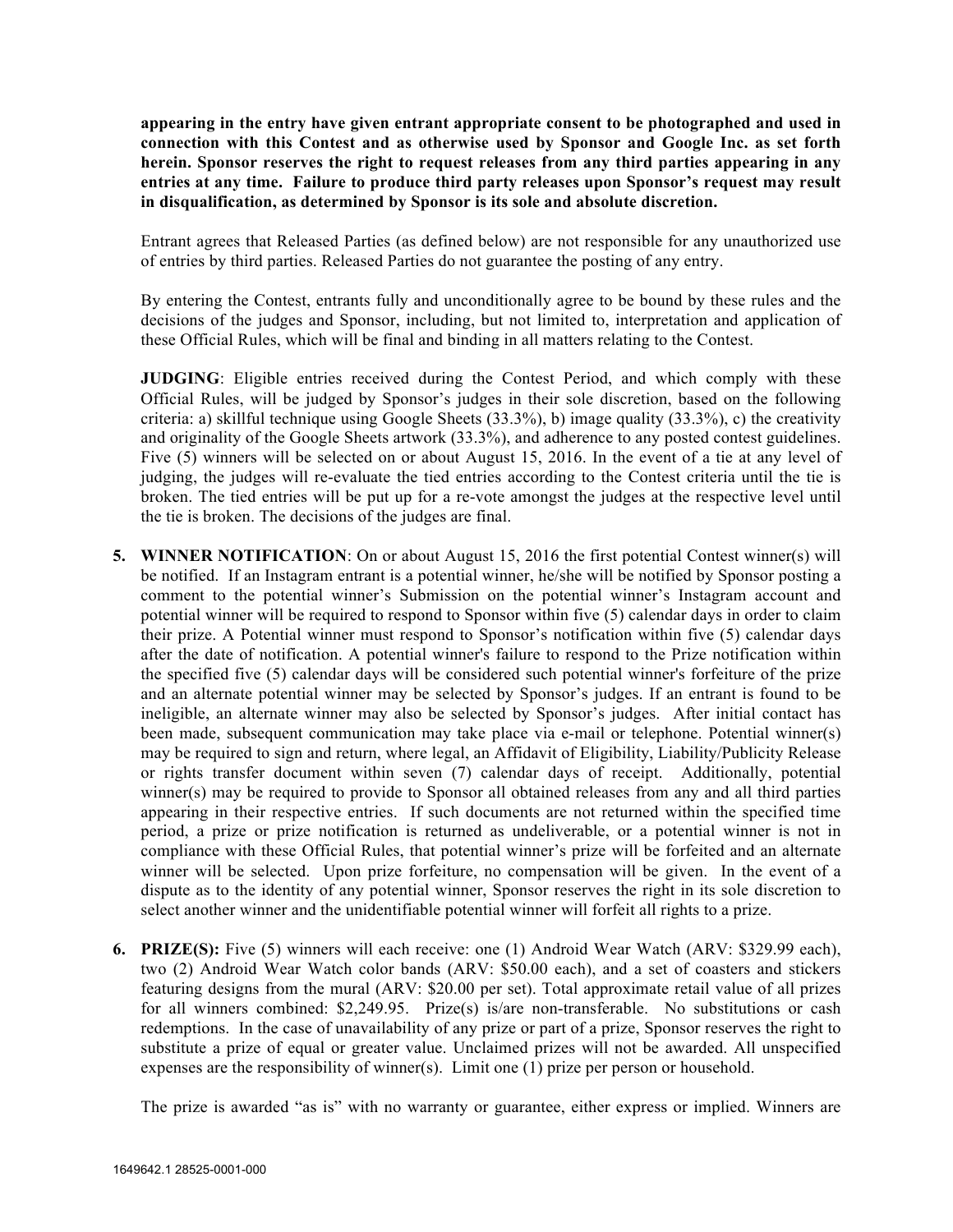**appearing in the entry have given entrant appropriate consent to be photographed and used in connection with this Contest and as otherwise used by Sponsor and Google Inc. as set forth herein. Sponsor reserves the right to request releases from any third parties appearing in any entries at any time. Failure to produce third party releases upon Sponsor's request may result in disqualification, as determined by Sponsor is its sole and absolute discretion.**

Entrant agrees that Released Parties (as defined below) are not responsible for any unauthorized use of entries by third parties. Released Parties do not guarantee the posting of any entry.

By entering the Contest, entrants fully and unconditionally agree to be bound by these rules and the decisions of the judges and Sponsor, including, but not limited to, interpretation and application of these Official Rules, which will be final and binding in all matters relating to the Contest.

**JUDGING**: Eligible entries received during the Contest Period, and which comply with these Official Rules, will be judged by Sponsor's judges in their sole discretion, based on the following criteria: a) skillful technique using Google Sheets (33.3%), b) image quality (33.3%), c) the creativity and originality of the Google Sheets artwork (33.3%), and adherence to any posted contest guidelines. Five (5) winners will be selected on or about August 15, 2016. In the event of a tie at any level of judging, the judges will re-evaluate the tied entries according to the Contest criteria until the tie is broken. The tied entries will be put up for a re-vote amongst the judges at the respective level until the tie is broken. The decisions of the judges are final.

5. **WINNER NOTIFICATION**: On or about August 15, 2016 the first potential Contest winner(s) will be notified. If an Instagram entrant is a potential winner, he/she will be notified by Sponsor posting a comment to the potential winner's Submission on the potential winner's Instagram account and potential winner will be required to respond to Sponsor within five (5) calendar days in order to claim their prize. A Potential winner must respond to Sponsor's notification within five (5) calendar days after the date of notification. A potential winner's failure to respond to the Prize notification within the specified five (5) calendar days will be considered such potential winner's forfeiture of the prize and an alternate potential winner may be selected by Sponsor's judges. If an entrant is found to be ineligible, an alternate winner may also be selected by Sponsor's judges. After initial contact has been made, subsequent communication may take place via e-mail or telephone. Potential winner(s) may be required to sign and return, where legal, an Affidavit of Eligibility, Liability/Publicity Release or rights transfer document within seven (7) calendar days of receipt. Additionally, potential winner(s) may be required to provide to Sponsor all obtained releases from any and all third parties appearing in their respective entries. If such documents are not returned within the specified time period, a prize or prize notification is returned as undeliverable, or a potential winner is not in compliance with these Official Rules, that potential winner's prize will be forfeited and an alternate winner will be selected. Upon prize forfeiture, no compensation will be given. In the event of a dispute as to the identity of any potential winner, Sponsor reserves the right in its sole discretion to select another winner and the unidentifiable potential winner will forfeit all rights to a prize.

6. **PRIZE(S):** Five (5) winners will each receive: one (1) Android Wear Watch (ARV: $329.99 each), two (2) Android Wear Watch color bands (ARV: $50.00 each), and a set of coasters and stickers featuring designs from the mural (ARV: $20.00 per set). Total approximate retail value of all prizes for all winners combined: $2,249.95. Prize(s) is/are non-transferable. No substitutions or cash redemptions. In the case of unavailability of any prize or part of a prize, Sponsor reserves the right to substitute a prize of equal or greater value. Unclaimed prizes will not be awarded. All unspecified expenses are the responsibility of winner(s). Limit one (1) prize per person or household.

   The prize is awarded "as is" with no warranty or guarantee, either express or implied. Winners are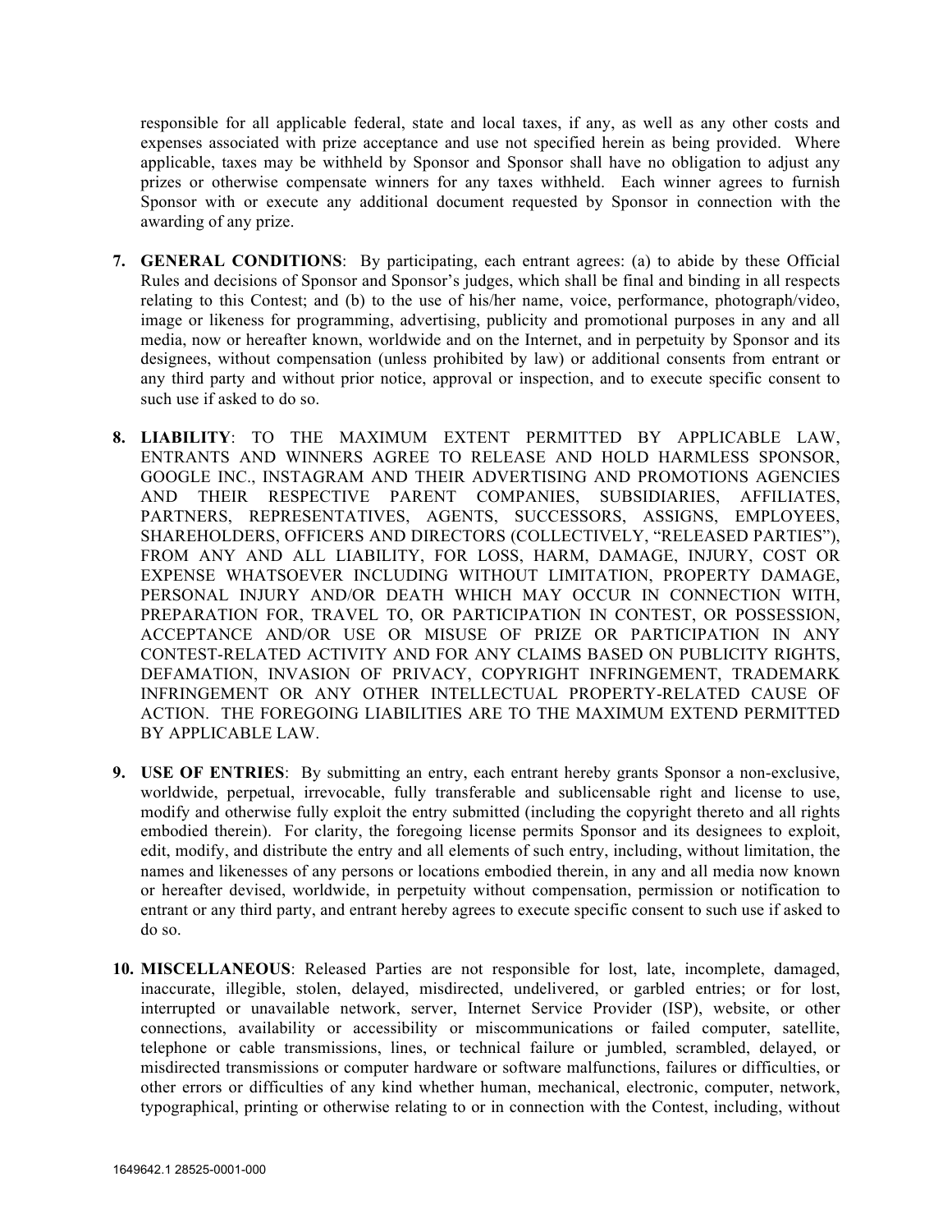responsible for all applicable federal, state and local taxes, if any, as well as any other costs and expenses associated with prize acceptance and use not specified herein as being provided. Where applicable, taxes may be withheld by Sponsor and Sponsor shall have no obligation to adjust any prizes or otherwise compensate winners for any taxes withheld. Each winner agrees to furnish Sponsor with or execute any additional document requested by Sponsor in connection with the awarding of any prize.

7. **GENERAL CONDITIONS**: By participating, each entrant agrees: (a) to abide by these Official Rules and decisions of Sponsor and Sponsor's judges, which shall be final and binding in all respects relating to this Contest; and (b) to the use of his/her name, voice, performance, photograph/video, image or likeness for programming, advertising, publicity and promotional purposes in any and all media, now or hereafter known, worldwide and on the Internet, and in perpetuity by Sponsor and its designees, without compensation (unless prohibited by law) or additional consents from entrant or any third party and without prior notice, approval or inspection, and to execute specific consent to such use if asked to do so.

8. **LIABILITY**: TO THE MAXIMUM EXTENT PERMITTED BY APPLICABLE LAW, ENTRANTS AND WINNERS AGREE TO RELEASE AND HOLD HARMLESS SPONSOR, GOOGLE INC., INSTAGRAM AND THEIR ADVERTISING AND PROMOTIONS AGENCIES AND THEIR RESPECTIVE PARENT COMPANIES, SUBSIDIARIES, AFFILIATES, PARTNERS, REPRESENTATIVES, AGENTS, SUCCESSORS, ASSIGNS, EMPLOYEES, SHAREHOLDERS, OFFICERS AND DIRECTORS (COLLECTIVELY, "RELEASED PARTIES"), FROM ANY AND ALL LIABILITY, FOR LOSS, HARM, DAMAGE, INJURY, COST OR EXPENSE WHATSOEVER INCLUDING WITHOUT LIMITATION, PROPERTY DAMAGE, PERSONAL INJURY AND/OR DEATH WHICH MAY OCCUR IN CONNECTION WITH, PREPARATION FOR, TRAVEL TO, OR PARTICIPATION IN CONTEST, OR POSSESSION, ACCEPTANCE AND/OR USE OR MISUSE OF PRIZE OR PARTICIPATION IN ANY CONTEST-RELATED ACTIVITY AND FOR ANY CLAIMS BASED ON PUBLICITY RIGHTS, DEFAMATION, INVASION OF PRIVACY, COPYRIGHT INFRINGEMENT, TRADEMARK INFRINGEMENT OR ANY OTHER INTELLECTUAL PROPERTY-RELATED CAUSE OF ACTION. THE FOREGOING LIABILITIES ARE TO THE MAXIMUM EXTEND PERMITTED BY APPLICABLE LAW.

9. **USE OF ENTRIES**: By submitting an entry, each entrant hereby grants Sponsor a non-exclusive, worldwide, perpetual, irrevocable, fully transferable and sublicensable right and license to use, modify and otherwise fully exploit the entry submitted (including the copyright thereto and all rights embodied therein). For clarity, the foregoing license permits Sponsor and its designees to exploit, edit, modify, and distribute the entry and all elements of such entry, including, without limitation, the names and likenesses of any persons or locations embodied therein, in any and all media now known or hereafter devised, worldwide, in perpetuity without compensation, permission or notification to entrant or any third party, and entrant hereby agrees to execute specific consent to such use if asked to do so.

10. **MISCELLANEOUS**: Released Parties are not responsible for lost, late, incomplete, damaged, inaccurate, illegible, stolen, delayed, misdirected, undelivered, or garbled entries; or for lost, interrupted or unavailable network, server, Internet Service Provider (ISP), website, or other connections, availability or accessibility or miscommunications or failed computer, satellite, telephone or cable transmissions, lines, or technical failure or jumbled, scrambled, delayed, or misdirected transmissions or computer hardware or software malfunctions, failures or difficulties, or other errors or difficulties of any kind whether human, mechanical, electronic, computer, network, typographical, printing or otherwise relating to or in connection with the Contest, including, without

1649642.1 28525-0001-000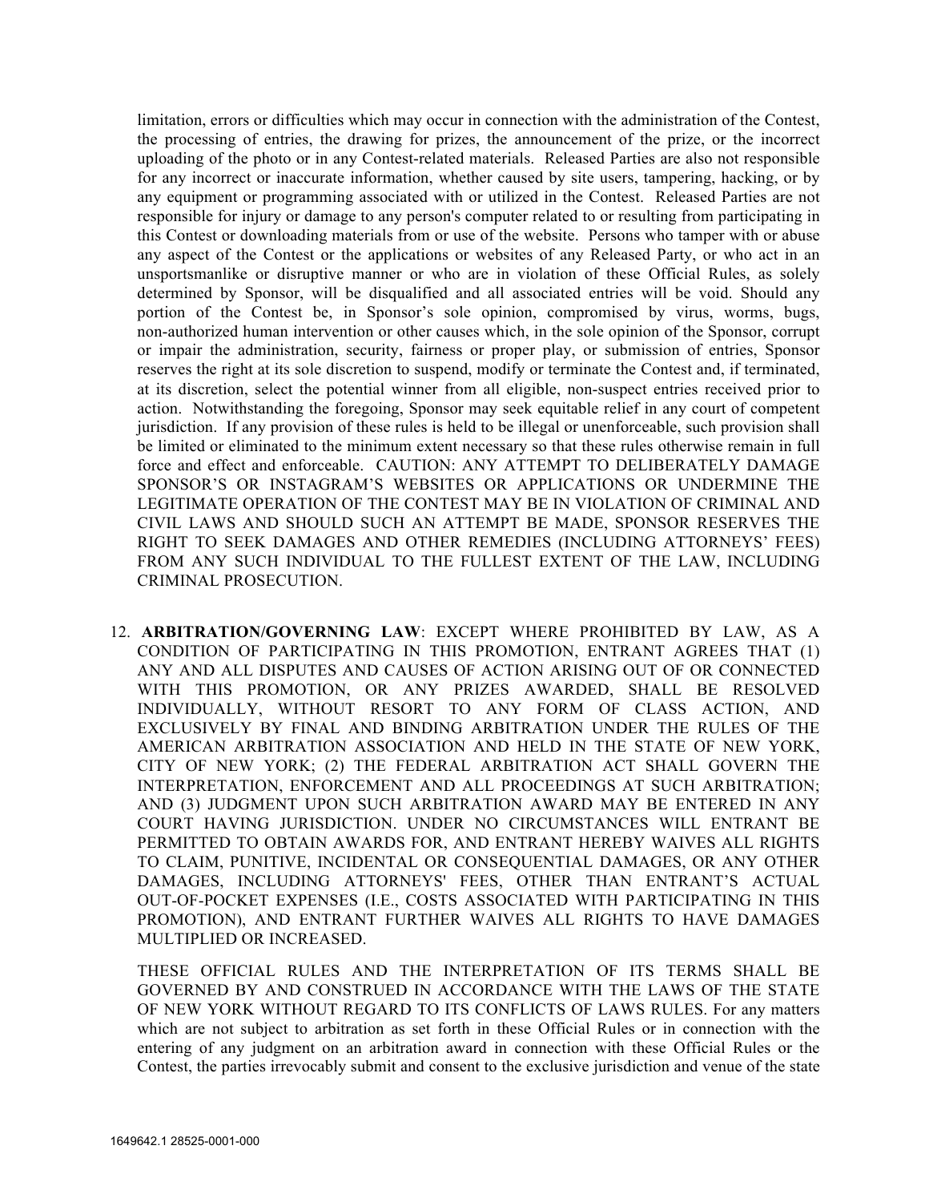limitation, errors or difficulties which may occur in connection with the administration of the Contest, the processing of entries, the drawing for prizes, the announcement of the prize, or the incorrect uploading of the photo or in any Contest-related materials. Released Parties are also not responsible for any incorrect or inaccurate information, whether caused by site users, tampering, hacking, or by any equipment or programming associated with or utilized in the Contest. Released Parties are not responsible for injury or damage to any person's computer related to or resulting from participating in this Contest or downloading materials from or use of the website. Persons who tamper with or abuse any aspect of the Contest or the applications or websites of any Released Party, or who act in an unsportsmanlike or disruptive manner or who are in violation of these Official Rules, as solely determined by Sponsor, will be disqualified and all associated entries will be void. Should any portion of the Contest be, in Sponsor's sole opinion, compromised by virus, worms, bugs, non-authorized human intervention or other causes which, in the sole opinion of the Sponsor, corrupt or impair the administration, security, fairness or proper play, or submission of entries, Sponsor reserves the right at its sole discretion to suspend, modify or terminate the Contest and, if terminated, at its discretion, select the potential winner from all eligible, non-suspect entries received prior to action. Notwithstanding the foregoing, Sponsor may seek equitable relief in any court of competent jurisdiction. If any provision of these rules is held to be illegal or unenforceable, such provision shall be limited or eliminated to the minimum extent necessary so that these rules otherwise remain in full force and effect and enforceable. CAUTION: ANY ATTEMPT TO DELIBERATELY DAMAGE SPONSOR'S OR INSTAGRAM'S WEBSITES OR APPLICATIONS OR UNDERMINE THE LEGITIMATE OPERATION OF THE CONTEST MAY BE IN VIOLATION OF CRIMINAL AND CIVIL LAWS AND SHOULD SUCH AN ATTEMPT BE MADE, SPONSOR RESERVES THE RIGHT TO SEEK DAMAGES AND OTHER REMEDIES (INCLUDING ATTORNEYS' FEES) FROM ANY SUCH INDIVIDUAL TO THE FULLEST EXTENT OF THE LAW, INCLUDING CRIMINAL PROSECUTION.

12. **ARBITRATION/GOVERNING LAW**: EXCEPT WHERE PROHIBITED BY LAW, AS A CONDITION OF PARTICIPATING IN THIS PROMOTION, ENTRANT AGREES THAT (1) ANY AND ALL DISPUTES AND CAUSES OF ACTION ARISING OUT OF OR CONNECTED WITH THIS PROMOTION, OR ANY PRIZES AWARDED, SHALL BE RESOLVED INDIVIDUALLY, WITHOUT RESORT TO ANY FORM OF CLASS ACTION, AND EXCLUSIVELY BY FINAL AND BINDING ARBITRATION UNDER THE RULES OF THE AMERICAN ARBITRATION ASSOCIATION AND HELD IN THE STATE OF NEW YORK, CITY OF NEW YORK; (2) THE FEDERAL ARBITRATION ACT SHALL GOVERN THE INTERPRETATION, ENFORCEMENT AND ALL PROCEEDINGS AT SUCH ARBITRATION; AND (3) JUDGMENT UPON SUCH ARBITRATION AWARD MAY BE ENTERED IN ANY COURT HAVING JURISDICTION. UNDER NO CIRCUMSTANCES WILL ENTRANT BE PERMITTED TO OBTAIN AWARDS FOR, AND ENTRANT HEREBY WAIVES ALL RIGHTS TO CLAIM, PUNITIVE, INCIDENTAL OR CONSEQUENTIAL DAMAGES, OR ANY OTHER DAMAGES, INCLUDING ATTORNEYS' FEES, OTHER THAN ENTRANT'S ACTUAL OUT-OF-POCKET EXPENSES (I.E., COSTS ASSOCIATED WITH PARTICIPATING IN THIS PROMOTION), AND ENTRANT FURTHER WAIVES ALL RIGHTS TO HAVE DAMAGES MULTIPLIED OR INCREASED.

    THESE OFFICIAL RULES AND THE INTERPRETATION OF ITS TERMS SHALL BE GOVERNED BY AND CONSTRUED IN ACCORDANCE WITH THE LAWS OF THE STATE OF NEW YORK WITHOUT REGARD TO ITS CONFLICTS OF LAWS RULES. For any matters which are not subject to arbitration as set forth in these Official Rules or in connection with the entering of any judgment on an arbitration award in connection with these Official Rules or the Contest, the parties irrevocably submit and consent to the exclusive jurisdiction and venue of the state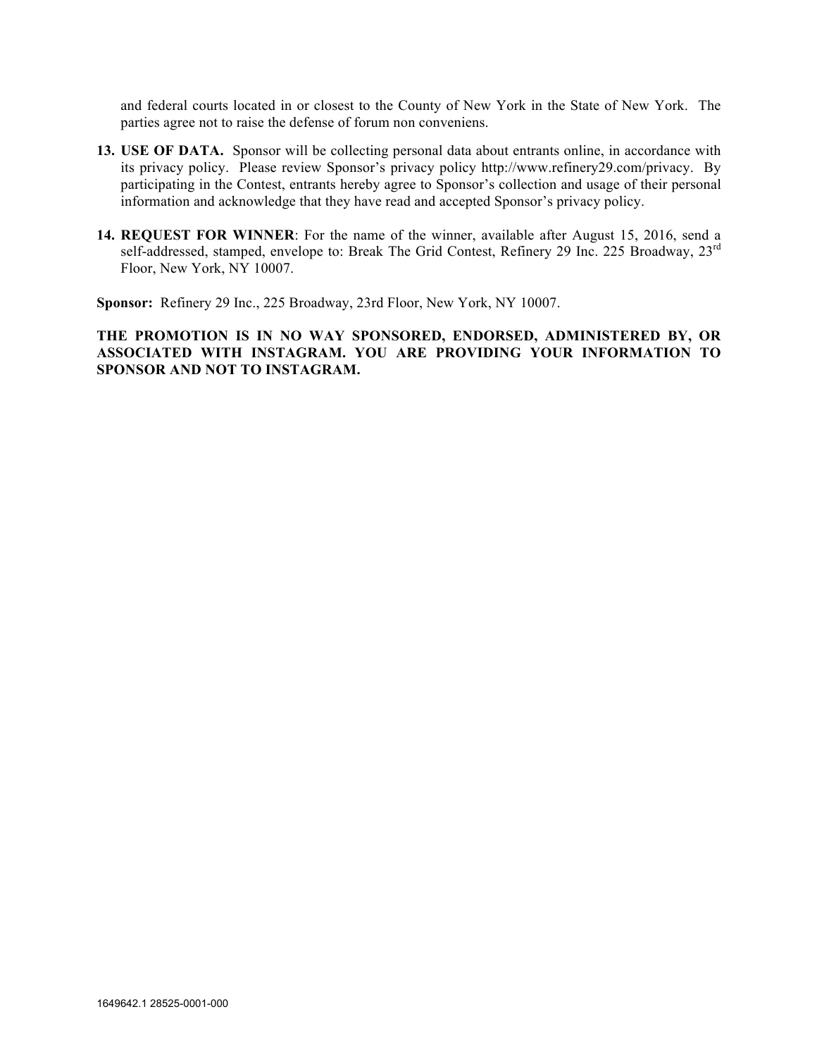and federal courts located in or closest to the County of New York in the State of New York. The parties agree not to raise the defense of forum non conveniens.

13. **USE OF DATA.** Sponsor will be collecting personal data about entrants online, in accordance with its privacy policy. Please review Sponsor's privacy policy http://www.refinery29.com/privacy. By participating in the Contest, entrants hereby agree to Sponsor's collection and usage of their personal information and acknowledge that they have read and accepted Sponsor's privacy policy.

14. **REQUEST FOR WINNER**: For the name of the winner, available after August 15, 2016, send a self-addressed, stamped, envelope to: Break The Grid Contest, Refinery 29 Inc. 225 Broadway, 23rd Floor, New York, NY 10007.

**Sponsor:** Refinery 29 Inc., 225 Broadway, 23rd Floor, New York, NY 10007.

**THE PROMOTION IS IN NO WAY SPONSORED, ENDORSED, ADMINISTERED BY, OR ASSOCIATED WITH INSTAGRAM. YOU ARE PROVIDING YOUR INFORMATION TO SPONSOR AND NOT TO INSTAGRAM.**

1649642.1 28525-0001-000